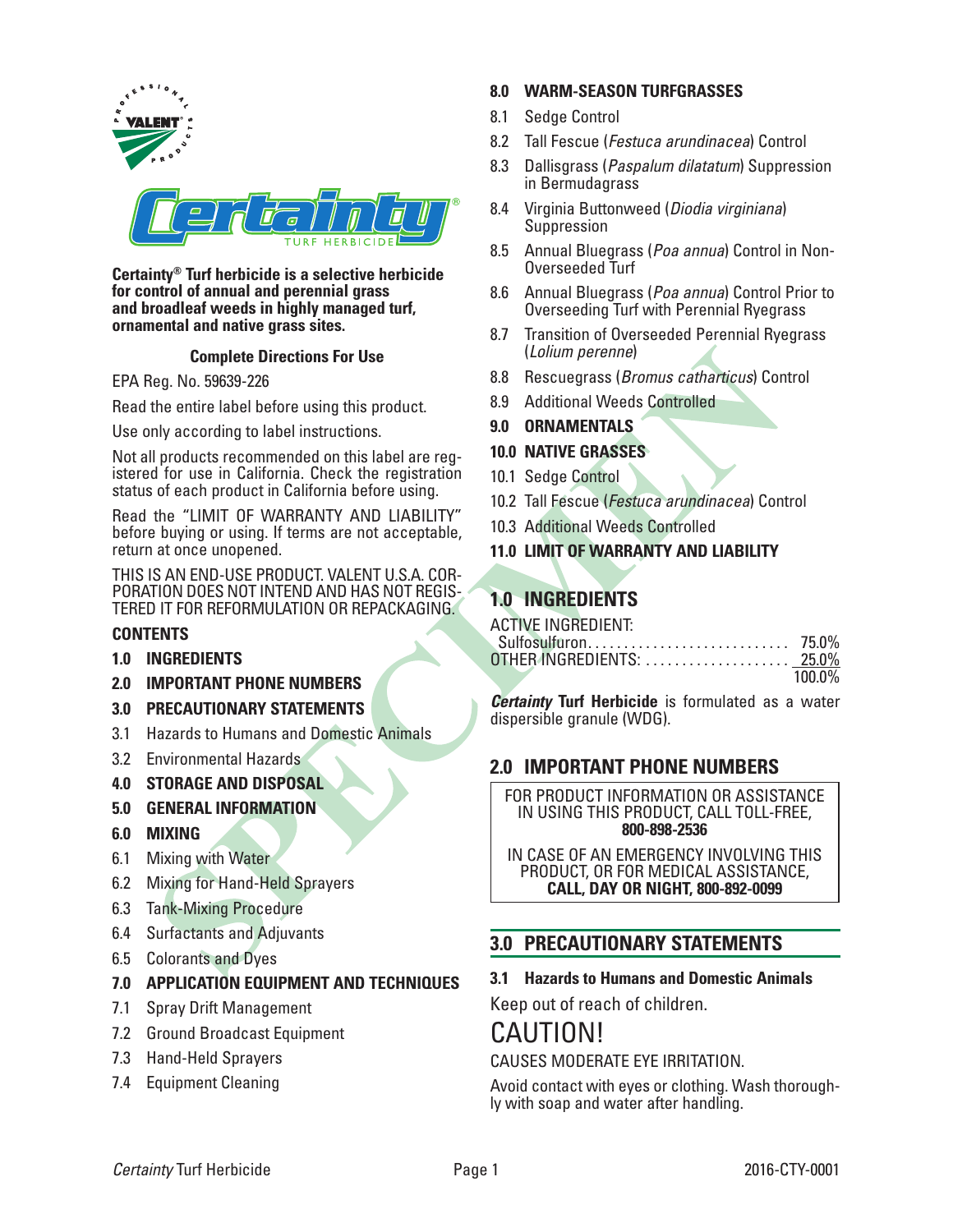# Certainty® Turf Herbicide

**Certainty® Turf herbicide is a selective herbicide for control of annual and perennial grass and broadleaf weeds in highly managed turf, ornamental and native grass sites.**

**Complete Directions For Use**

EPA Reg. No. 59639-226

Read the entire label before using this product.

Use only according to label instructions.

Not all products recommended on this label are registered for use in California. Check the registration status of each product in California before using.

Read the "LIMIT OF WARRANTY AND LIABILITY" before buying or using. If terms are not acceptable, return at once unopened.

THIS IS AN END-USE PRODUCT. VALENT U.S.A. CORPORATION DOES NOT INTEND AND HAS NOT REGISTERED IT FOR REFORMULATION OR REPACKAGING.

**CONTENTS**

**1.0 INGREDIENTS**

**2.0 IMPORTANT PHONE NUMBERS**

**3.0 PRECAUTIONARY STATEMENTS**

3.1 Hazards to Humans and Domestic Animals

3.2 Environmental Hazards

**4.0 STORAGE AND DISPOSAL**

**5.0 GENERAL INFORMATION**

**6.0 MIXING**

6.1 Mixing with Water

6.2 Mixing for Hand-Held Sprayers

6.3 Tank-Mixing Procedure

6.4 Surfactants and Adjuvants

6.5 Colorants and Dyes

**7.0 APPLICATION EQUIPMENT AND TECHNIQUES**

7.1 Spray Drift Management

7.2 Ground Broadcast Equipment

7.3 Hand-Held Sprayers

7.4 Equipment Cleaning

**8.0 WARM-SEASON TURFGRASSES**

8.1 Sedge Control

8.2 Tall Fescue (*Festuca arundinacea*) Control

8.3 Dallisgrass (*Paspalum dilatatum*) Suppression in Bermudagrass

8.4 Virginia Buttonweed (*Diodia virginiana*) Suppression

8.5 Annual Bluegrass (*Poa annua*) Control in Non-Overseeded Turf

8.6 Annual Bluegrass (*Poa annua*) Control Prior to Overseeding Turf with Perennial Ryegrass

8.7 Transition of Overseeded Perennial Ryegrass (*Lolium perenne*)

8.8 Rescuegrass (*Bromus catharticus*) Control

8.9 Additional Weeds Controlled

**9.0 ORNAMENTALS**

**10.0 NATIVE GRASSES**

10.1 Sedge Control

10.2 Tall Fescue (*Festuca arundinacea*) Control

10.3 Additional Weeds Controlled

**11.0 LIMIT OF WARRANTY AND LIABILITY**

## 1.0 INGREDIENTS

| ACTIVE INGREDIENT: | |
|---|---|
| Sulfosulfuron | 75.0% |
| OTHER INGREDIENTS: | 25.0% |
| | 100.0% |

***Certainty* Turf Herbicide** is formulated as a water dispersible granule (WDG).

## 2.0 IMPORTANT PHONE NUMBERS

FOR PRODUCT INFORMATION OR ASSISTANCE IN USING THIS PRODUCT, CALL TOLL-FREE, **800-898-2536**

IN CASE OF AN EMERGENCY INVOLVING THIS PRODUCT, OR FOR MEDICAL ASSISTANCE, **CALL, DAY OR NIGHT, 800-892-0099**

## 3.0 PRECAUTIONARY STATEMENTS

### 3.1 Hazards to Humans and Domestic Animals

Keep out of reach of children.

CAUTION!

CAUSES MODERATE EYE IRRITATION.

Avoid contact with eyes or clothing. Wash thoroughly with soap and water after handling.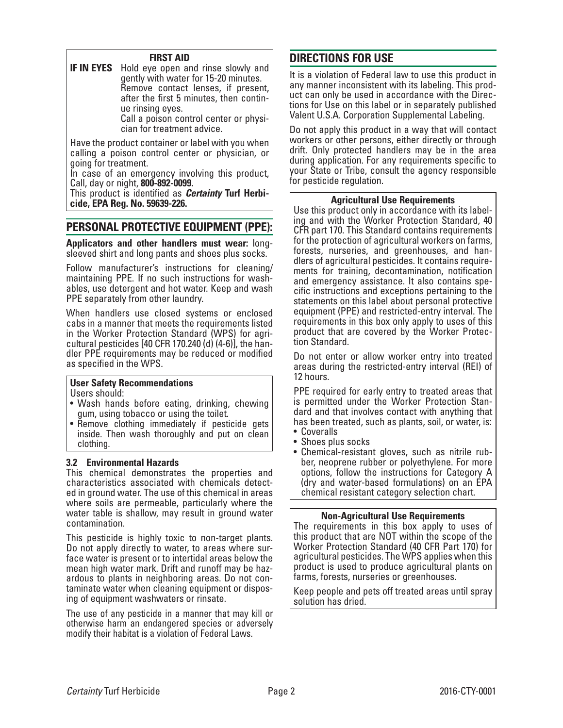### FIRST AID

**IF IN EYES** Hold eye open and rinse slowly and gently with water for 15-20 minutes. Remove contact lenses, if present, after the first 5 minutes, then continue rinsing eyes.
Call a poison control center or physician for treatment advice.

Have the product container or label with you when calling a poison control center or physician, or going for treatment.
In case of an emergency involving this product, Call, day or night, **800-892-0099.**
This product is identified as ***Certainty*** **Turf Herbicide, EPA Reg. No. 59639-226.**

## PERSONAL PROTECTIVE EQUIPMENT (PPE):

**Applicators and other handlers must wear:** long-sleeved shirt and long pants and shoes plus socks.

Follow manufacturer's instructions for cleaning/maintaining PPE. If no such instructions for washables, use detergent and hot water. Keep and wash PPE separately from other laundry.

When handlers use closed systems or enclosed cabs in a manner that meets the requirements listed in the Worker Protection Standard (WPS) for agricultural pesticides [40 CFR 170.240 (d) (4-6)], the handler PPE requirements may be reduced or modified as specified in the WPS.

**User Safety Recommendations**
Users should:
- Wash hands before eating, drinking, chewing gum, using tobacco or using the toilet.
- Remove clothing immediately if pesticide gets inside. Then wash thoroughly and put on clean clothing.

### 3.2 Environmental Hazards

This chemical demonstrates the properties and characteristics associated with chemicals detected in ground water. The use of this chemical in areas where soils are permeable, particularly where the water table is shallow, may result in ground water contamination.

This pesticide is highly toxic to non-target plants. Do not apply directly to water, to areas where surface water is present or to intertidal areas below the mean high water mark. Drift and runoff may be hazardous to plants in neighboring areas. Do not contaminate water when cleaning equipment or disposing of equipment washwaters or rinsate.

The use of any pesticide in a manner that may kill or otherwise harm an endangered species or adversely modify their habitat is a violation of Federal Laws.

## DIRECTIONS FOR USE

It is a violation of Federal law to use this product in any manner inconsistent with its labeling. This product can only be used in accordance with the Directions for Use on this label or in separately published Valent U.S.A. Corporation Supplemental Labeling.

Do not apply this product in a way that will contact workers or other persons, either directly or through drift. Only protected handlers may be in the area during application. For any requirements specific to your State or Tribe, consult the agency responsible for pesticide regulation.

**Agricultural Use Requirements**

Use this product only in accordance with its labeling and with the Worker Protection Standard, 40 CFR part 170. This Standard contains requirements for the protection of agricultural workers on farms, forests, nurseries, and greenhouses, and handlers of agricultural pesticides. It contains requirements for training, decontamination, notification and emergency assistance. It also contains specific instructions and exceptions pertaining to the statements on this label about personal protective equipment (PPE) and restricted-entry interval. The requirements in this box only apply to uses of this product that are covered by the Worker Protection Standard.

Do not enter or allow worker entry into treated areas during the restricted-entry interval (REI) of 12 hours.

PPE required for early entry to treated areas that is permitted under the Worker Protection Standard and that involves contact with anything that has been treated, such as plants, soil, or water, is:
- Coveralls
- Shoes plus socks
- Chemical-resistant gloves, such as nitrile rubber, neoprene rubber or polyethylene. For more options, follow the instructions for Category A (dry and water-based formulations) on an EPA chemical resistant category selection chart.

**Non-Agricultural Use Requirements**

The requirements in this box apply to uses of this product that are NOT within the scope of the Worker Protection Standard (40 CFR Part 170) for agricultural pesticides. The WPS applies when this product is used to produce agricultural plants on farms, forests, nurseries or greenhouses.

Keep people and pets off treated areas until spray solution has dried.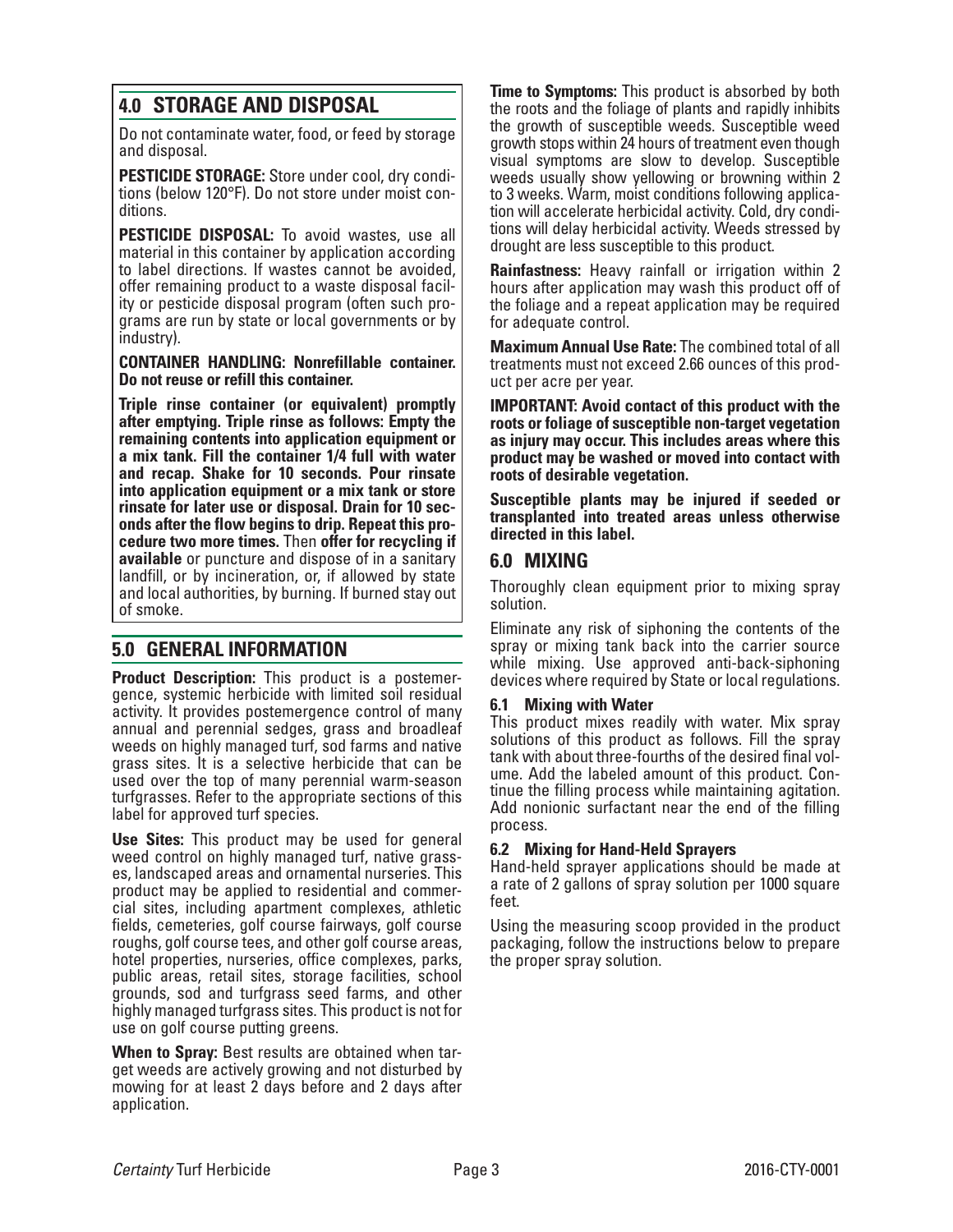## 4.0 STORAGE AND DISPOSAL

Do not contaminate water, food, or feed by storage and disposal.

**PESTICIDE STORAGE:** Store under cool, dry conditions (below 120°F). Do not store under moist conditions.

**PESTICIDE DISPOSAL:** To avoid wastes, use all material in this container by application according to label directions. If wastes cannot be avoided, offer remaining product to a waste disposal facility or pesticide disposal program (often such programs are run by state or local governments or by industry).

**CONTAINER HANDLING: Nonrefillable container. Do not reuse or refill this container.**

**Triple rinse container (or equivalent) promptly after emptying. Triple rinse as follows: Empty the remaining contents into application equipment or a mix tank. Fill the container 1/4 full with water and recap. Shake for 10 seconds. Pour rinsate into application equipment or a mix tank or store rinsate for later use or disposal. Drain for 10 seconds after the flow begins to drip. Repeat this procedure two more times.** Then **offer for recycling if available** or puncture and dispose of in a sanitary landfill, or by incineration, or, if allowed by state and local authorities, by burning. If burned stay out of smoke.

## 5.0 GENERAL INFORMATION

**Product Description:** This product is a postemergence, systemic herbicide with limited soil residual activity. It provides postemergence control of many annual and perennial sedges, grass and broadleaf weeds on highly managed turf, sod farms and native grass sites. It is a selective herbicide that can be used over the top of many perennial warm-season turfgrasses. Refer to the appropriate sections of this label for approved turf species.

**Use Sites:** This product may be used for general weed control on highly managed turf, native grasses, landscaped areas and ornamental nurseries. This product may be applied to residential and commercial sites, including apartment complexes, athletic fields, cemeteries, golf course fairways, golf course roughs, golf course tees, and other golf course areas, hotel properties, nurseries, office complexes, parks, public areas, retail sites, storage facilities, school grounds, sod and turfgrass seed farms, and other highly managed turfgrass sites. This product is not for use on golf course putting greens.

**When to Spray:** Best results are obtained when target weeds are actively growing and not disturbed by mowing for at least 2 days before and 2 days after application.

**Time to Symptoms:** This product is absorbed by both the roots and the foliage of plants and rapidly inhibits the growth of susceptible weeds. Susceptible weed growth stops within 24 hours of treatment even though visual symptoms are slow to develop. Susceptible weeds usually show yellowing or browning within 2 to 3 weeks. Warm, moist conditions following application will accelerate herbicidal activity. Cold, dry conditions will delay herbicidal activity. Weeds stressed by drought are less susceptible to this product.

**Rainfastness:** Heavy rainfall or irrigation within 2 hours after application may wash this product off of the foliage and a repeat application may be required for adequate control.

**Maximum Annual Use Rate:** The combined total of all treatments must not exceed 2.66 ounces of this product per acre per year.

**IMPORTANT: Avoid contact of this product with the roots or foliage of susceptible non-target vegetation as injury may occur. This includes areas where this product may be washed or moved into contact with roots of desirable vegetation.**

**Susceptible plants may be injured if seeded or transplanted into treated areas unless otherwise directed in this label.**

## 6.0 MIXING

Thoroughly clean equipment prior to mixing spray solution.

Eliminate any risk of siphoning the contents of the spray or mixing tank back into the carrier source while mixing. Use approved anti-back-siphoning devices where required by State or local regulations.

### 6.1 Mixing with Water

This product mixes readily with water. Mix spray solutions of this product as follows. Fill the spray tank with about three-fourths of the desired final volume. Add the labeled amount of this product. Continue the filling process while maintaining agitation. Add nonionic surfactant near the end of the filling process.

### 6.2 Mixing for Hand-Held Sprayers

Hand-held sprayer applications should be made at a rate of 2 gallons of spray solution per 1000 square feet.

Using the measuring scoop provided in the product packaging, follow the instructions below to prepare the proper spray solution.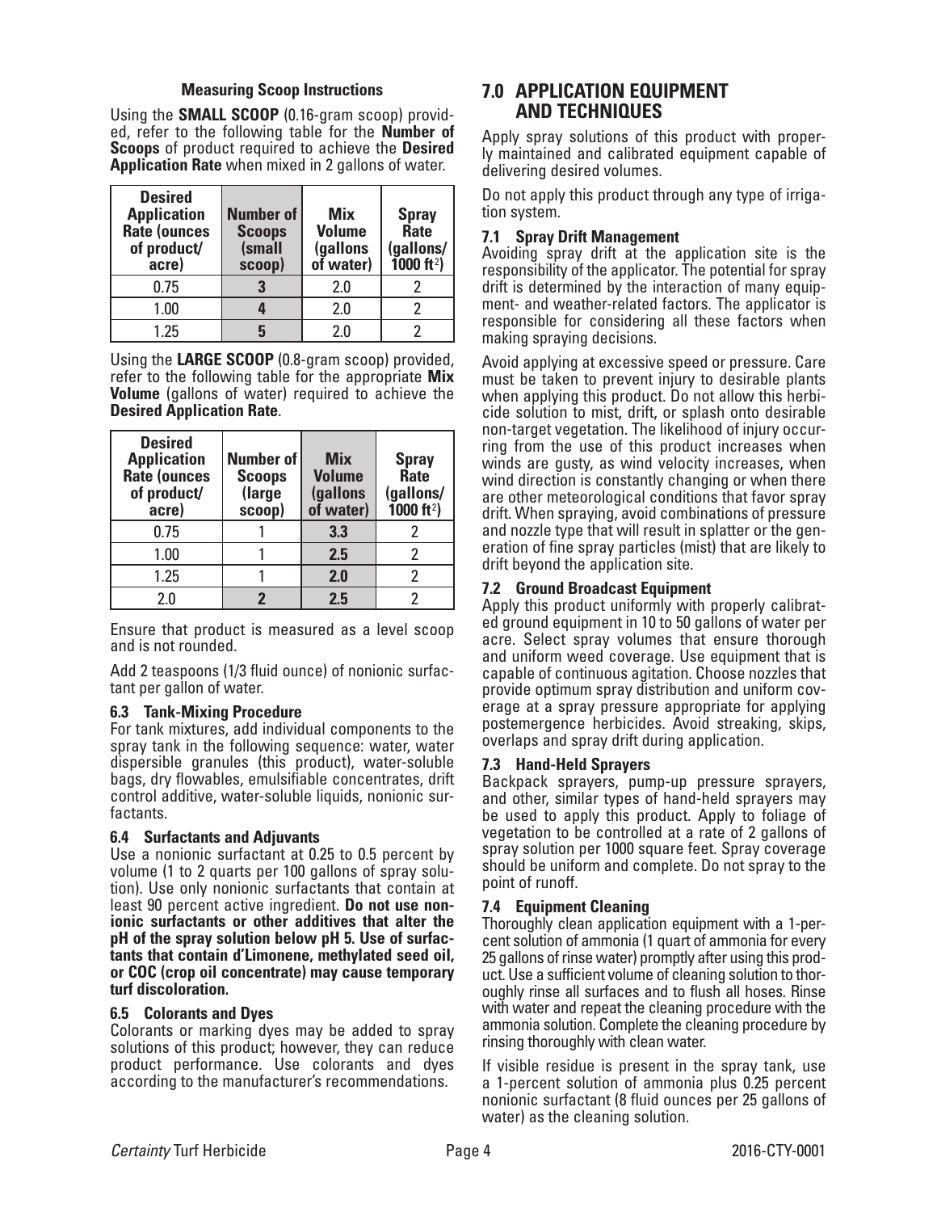**Measuring Scoop Instructions**

Using the **SMALL SCOOP** (0.16-gram scoop) provided, refer to the following table for the **Number of Scoops** of product required to achieve the **Desired Application Rate** when mixed in 2 gallons of water.

| Desired Application Rate (ounces of product/ acre) | Number of Scoops (small scoop) | Mix Volume (gallons of water) | Spray Rate (gallons/ 1000 ft$^2$) |
|---|---|---|---|
| 0.75 | **3** | 2.0 | 2 |
| 1.00 | **4** | 2.0 | 2 |
| 1.25 | **5** | 2.0 | 2 |

Using the **LARGE SCOOP** (0.8-gram scoop) provided, refer to the following table for the appropriate **Mix Volume** (gallons of water) required to achieve the **Desired Application Rate**.

| Desired Application Rate (ounces of product/ acre) | Number of Scoops (large scoop) | Mix Volume (gallons of water) | Spray Rate (gallons/ 1000 ft$^2$) |
|---|---|---|---|
| 0.75 | 1 | **3.3** | 2 |
| 1.00 | 1 | **2.5** | 2 |
| 1.25 | 1 | **2.0** | 2 |
| 2.0 | **2** | **2.5** | 2 |

Ensure that product is measured as a level scoop and is not rounded.

Add 2 teaspoons (1/3 fluid ounce) of nonionic surfactant per gallon of water.

### 6.3 Tank-Mixing Procedure

For tank mixtures, add individual components to the spray tank in the following sequence: water, water dispersible granules (this product), water-soluble bags, dry flowables, emulsifiable concentrates, drift control additive, water-soluble liquids, nonionic surfactants.

### 6.4 Surfactants and Adjuvants

Use a nonionic surfactant at 0.25 to 0.5 percent by volume (1 to 2 quarts per 100 gallons of spray solution). Use only nonionic surfactants that contain at least 90 percent active ingredient. **Do not use nonionic surfactants or other additives that alter the pH of the spray solution below pH 5. Use of surfactants that contain d'Limonene, methylated seed oil, or COC (crop oil concentrate) may cause temporary turf discoloration.**

### 6.5 Colorants and Dyes

Colorants or marking dyes may be added to spray solutions of this product; however, they can reduce product performance. Use colorants and dyes according to the manufacturer's recommendations.

## 7.0 APPLICATION EQUIPMENT AND TECHNIQUES

Apply spray solutions of this product with properly maintained and calibrated equipment capable of delivering desired volumes.

Do not apply this product through any type of irrigation system.

### 7.1 Spray Drift Management

Avoiding spray drift at the application site is the responsibility of the applicator. The potential for spray drift is determined by the interaction of many equipment- and weather-related factors. The applicator is responsible for considering all these factors when making spraying decisions.

Avoid applying at excessive speed or pressure. Care must be taken to prevent injury to desirable plants when applying this product. Do not allow this herbicide solution to mist, drift, or splash onto desirable non-target vegetation. The likelihood of injury occurring from the use of this product increases when winds are gusty, as wind velocity increases, when wind direction is constantly changing or when there are other meteorological conditions that favor spray drift. When spraying, avoid combinations of pressure and nozzle type that will result in splatter or the generation of fine spray particles (mist) that are likely to drift beyond the application site.

### 7.2 Ground Broadcast Equipment

Apply this product uniformly with properly calibrated ground equipment in 10 to 50 gallons of water per acre. Select spray volumes that ensure thorough and uniform weed coverage. Use equipment that is capable of continuous agitation. Choose nozzles that provide optimum spray distribution and uniform coverage at a spray pressure appropriate for applying postemergence herbicides. Avoid streaking, skips, overlaps and spray drift during application.

### 7.3 Hand-Held Sprayers

Backpack sprayers, pump-up pressure sprayers, and other, similar types of hand-held sprayers may be used to apply this product. Apply to foliage of vegetation to be controlled at a rate of 2 gallons of spray solution per 1000 square feet. Spray coverage should be uniform and complete. Do not spray to the point of runoff.

### 7.4 Equipment Cleaning

Thoroughly clean application equipment with a 1-percent solution of ammonia (1 quart of ammonia for every 25 gallons of rinse water) promptly after using this product. Use a sufficient volume of cleaning solution to thoroughly rinse all surfaces and to flush all hoses. Rinse with water and repeat the cleaning procedure with the ammonia solution. Complete the cleaning procedure by rinsing thoroughly with clean water.

If visible residue is present in the spray tank, use a 1-percent solution of ammonia plus 0.25 percent nonionic surfactant (8 fluid ounces per 25 gallons of water) as the cleaning solution.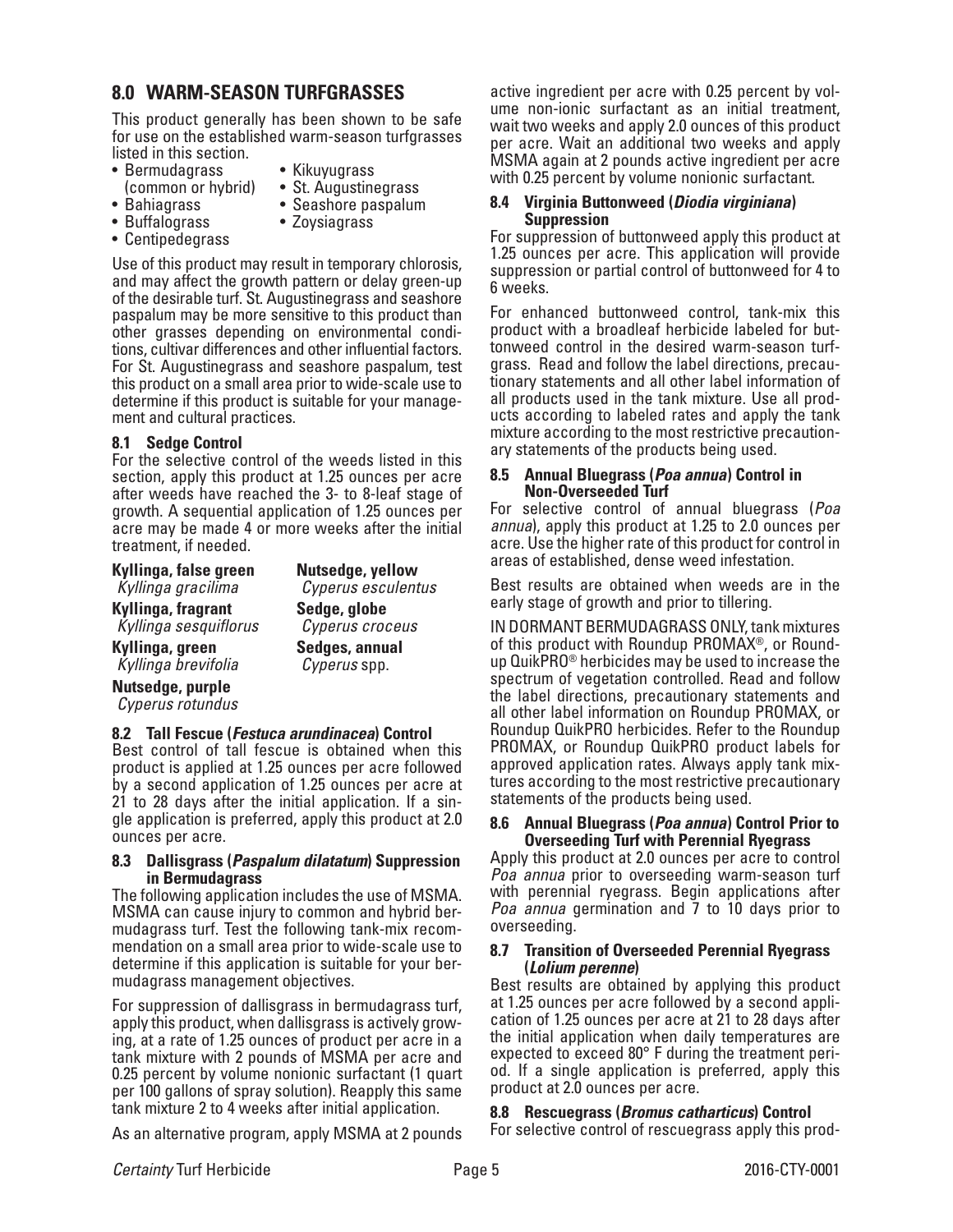## 8.0 WARM-SEASON TURFGRASSES

This product generally has been shown to be safe for use on the established warm-season turfgrasses listed in this section.

- Bermudagrass (common or hybrid)
- Bahiagrass
- Buffalograss
- Centipedegrass
- Kikuyugrass
- St. Augustinegrass
- Seashore paspalum
- Zoysiagrass

Use of this product may result in temporary chlorosis, and may affect the growth pattern or delay green-up of the desirable turf. St. Augustinegrass and seashore paspalum may be more sensitive to this product than other grasses depending on environmental conditions, cultivar differences and other influential factors. For St. Augustinegrass and seashore paspalum, test this product on a small area prior to wide-scale use to determine if this product is suitable for your management and cultural practices.

### 8.1 Sedge Control

For the selective control of the weeds listed in this section, apply this product at 1.25 ounces per acre after weeds have reached the 3- to 8-leaf stage of growth. A sequential application of 1.25 ounces per acre may be made 4 or more weeks after the initial treatment, if needed.

**Kyllinga, false green**
*Kyllinga gracilima*

**Kyllinga, fragrant**
*Kyllinga sesquiflorus*

**Kyllinga, green**
*Kyllinga brevifolia*

**Nutsedge, purple**
*Cyperus rotundus*

**Nutsedge, yellow**
*Cyperus esculentus*

**Sedge, globe**
*Cyperus croceus*

**Sedges, annual**
*Cyperus* spp.

### 8.2 Tall Fescue (*Festuca arundinacea*) Control

Best control of tall fescue is obtained when this product is applied at 1.25 ounces per acre followed by a second application of 1.25 ounces per acre at 21 to 28 days after the initial application. If a single application is preferred, apply this product at 2.0 ounces per acre.

### 8.3 Dallisgrass (*Paspalum dilatatum*) Suppression in Bermudagrass

The following application includes the use of MSMA. MSMA can cause injury to common and hybrid bermudagrass turf. Test the following tank-mix recommendation on a small area prior to wide-scale use to determine if this application is suitable for your bermudagrass management objectives.

For suppression of dallisgrass in bermudagrass turf, apply this product, when dallisgrass is actively growing, at a rate of 1.25 ounces of product per acre in a tank mixture with 2 pounds of MSMA per acre and 0.25 percent by volume nonionic surfactant (1 quart per 100 gallons of spray solution). Reapply this same tank mixture 2 to 4 weeks after initial application.

As an alternative program, apply MSMA at 2 pounds active ingredient per acre with 0.25 percent by volume non-ionic surfactant as an initial treatment, wait two weeks and apply 2.0 ounces of this product per acre. Wait an additional two weeks and apply MSMA again at 2 pounds active ingredient per acre with 0.25 percent by volume nonionic surfactant.

### 8.4 Virginia Buttonweed (*Diodia virginiana*) Suppression

For suppression of buttonweed apply this product at 1.25 ounces per acre. This application will provide suppression or partial control of buttonweed for 4 to 6 weeks.

For enhanced buttonweed control, tank-mix this product with a broadleaf herbicide labeled for buttonweed control in the desired warm-season turfgrass. Read and follow the label directions, precautionary statements and all other label information of all products used in the tank mixture. Use all products according to labeled rates and apply the tank mixture according to the most restrictive precautionary statements of the products being used.

### 8.5 Annual Bluegrass (*Poa annua*) Control in Non-Overseeded Turf

For selective control of annual bluegrass (*Poa annua*), apply this product at 1.25 to 2.0 ounces per acre. Use the higher rate of this product for control in areas of established, dense weed infestation.

Best results are obtained when weeds are in the early stage of growth and prior to tillering.

IN DORMANT BERMUDAGRASS ONLY, tank mixtures of this product with Roundup PROMAX®, or Roundup QuikPRO® herbicides may be used to increase the spectrum of vegetation controlled. Read and follow the label directions, precautionary statements and all other label information on Roundup PROMAX, or Roundup QuikPRO herbicides. Refer to the Roundup PROMAX, or Roundup QuikPRO product labels for approved application rates. Always apply tank mixtures according to the most restrictive precautionary statements of the products being used.

### 8.6 Annual Bluegrass (*Poa annua*) Control Prior to Overseeding Turf with Perennial Ryegrass

Apply this product at 2.0 ounces per acre to control *Poa annua* prior to overseeding warm-season turf with perennial ryegrass. Begin applications after *Poa annua* germination and 7 to 10 days prior to overseeding.

### 8.7 Transition of Overseeded Perennial Ryegrass (*Lolium perenne*)

Best results are obtained by applying this product at 1.25 ounces per acre followed by a second application of 1.25 ounces per acre at 21 to 28 days after the initial application when daily temperatures are expected to exceed 80° F during the treatment period. If a single application is preferred, apply this product at 2.0 ounces per acre.

### 8.8 Rescuegrass (*Bromus catharticus*) Control

For selective control of rescuegrass apply this prod-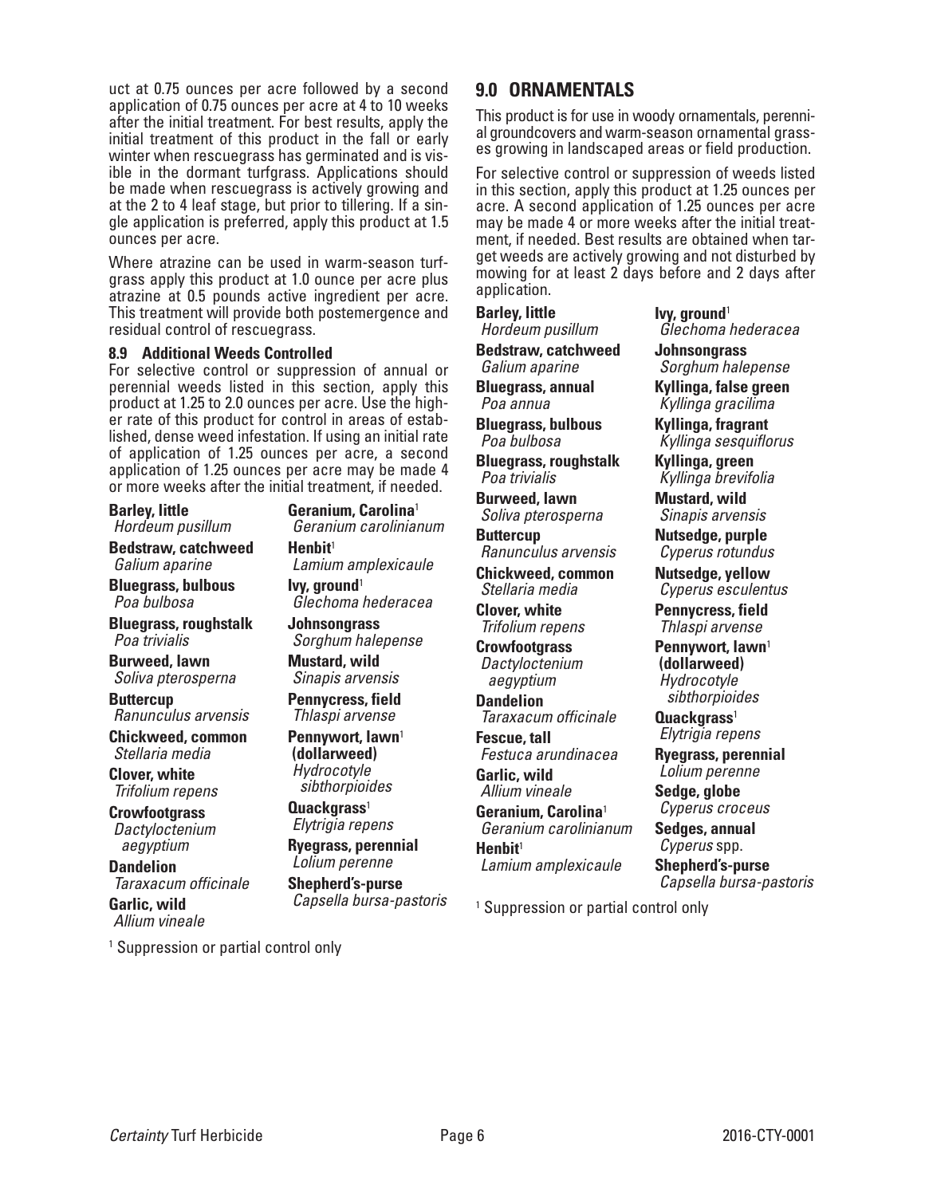uct at 0.75 ounces per acre followed by a second application of 0.75 ounces per acre at 4 to 10 weeks after the initial treatment. For best results, apply the initial treatment of this product in the fall or early winter when rescuegrass has germinated and is visible in the dormant turfgrass. Applications should be made when rescuegrass is actively growing and at the 2 to 4 leaf stage, but prior to tillering. If a single application is preferred, apply this product at 1.5 ounces per acre.

Where atrazine can be used in warm-season turfgrass apply this product at 1.0 ounce per acre plus atrazine at 0.5 pounds active ingredient per acre. This treatment will provide both postemergence and residual control of rescuegrass.

### 8.9 Additional Weeds Controlled

For selective control or suppression of annual or perennial weeds listed in this section, apply this product at 1.25 to 2.0 ounces per acre. Use the higher rate of this product for control in areas of established, dense weed infestation. If using an initial rate of application of 1.25 ounces per acre, a second application of 1.25 ounces per acre may be made 4 or more weeks after the initial treatment, if needed.

**Barley, little**
*Hordeum pusillum*

**Bedstraw, catchweed**
*Galium aparine*

**Bluegrass, bulbous**
*Poa bulbosa*

**Bluegrass, roughstalk**
*Poa trivialis*

**Burweed, lawn**
*Soliva pterosperma*

**Buttercup**
*Ranunculus arvensis*

**Chickweed, common**
*Stellaria media*

**Clover, white**
*Trifolium repens*

**Crowfootgrass**
*Dactyloctenium aegyptium*

**Dandelion**
*Taraxacum officinale*

**Garlic, wild**
*Allium vineale*

**Geranium, Carolina**[1]
*Geranium carolinianum*

**Henbit**[1]
*Lamium amplexicaule*

**Ivy, ground**[1]
*Glechoma hederacea*

**Johnsongrass**
*Sorghum halepense*

**Mustard, wild**
*Sinapis arvensis*

**Pennycress, field**
*Thlaspi arvense*

**Pennywort, lawn**[1] **(dollarweed)**
*Hydrocotyle sibthorpioides*

**Quackgrass**[1]
*Elytrigia repens*

**Ryegrass, perennial**
*Lolium perenne*

**Shepherd's-purse**
*Capsella bursa-pastoris*

[1] Suppression or partial control only

## 9.0 ORNAMENTALS

This product is for use in woody ornamentals, perennial groundcovers and warm-season ornamental grasses growing in landscaped areas or field production.

For selective control or suppression of weeds listed in this section, apply this product at 1.25 ounces per acre. A second application of 1.25 ounces per acre may be made 4 or more weeks after the initial treatment, if needed. Best results are obtained when target weeds are actively growing and not disturbed by mowing for at least 2 days before and 2 days after application.

**Barley, little**
*Hordeum pusillum*

**Bedstraw, catchweed**
*Galium aparine*

**Bluegrass, annual**
*Poa annua*

**Bluegrass, bulbous**
*Poa bulbosa*

**Bluegrass, roughstalk**
*Poa trivialis*

**Burweed, lawn**
*Soliva pterosperma*

**Buttercup**
*Ranunculus arvensis*

**Chickweed, common**
*Stellaria media*

**Clover, white**
*Trifolium repens*

**Crowfootgrass**
*Dactyloctenium aegyptium*

**Dandelion**
*Taraxacum officinale*

**Fescue, tall**
*Festuca arundinacea*

**Garlic, wild**
*Allium vineale*

**Geranium, Carolina**[1]
*Geranium carolinianum*

**Henbit**[1]
*Lamium amplexicaule*

**Ivy, ground**[1]
*Glechoma hederacea*

**Johnsongrass**
*Sorghum halepense*

**Kyllinga, false green**
*Kyllinga gracilima*

**Kyllinga, fragrant**
*Kyllinga sesquiflorus*

**Kyllinga, green**
*Kyllinga brevifolia*

**Mustard, wild**
*Sinapis arvensis*

**Nutsedge, purple**
*Cyperus rotundus*

**Nutsedge, yellow**
*Cyperus esculentus*

**Pennycress, field**
*Thlaspi arvense*

**Pennywort, lawn**[1] **(dollarweed)**
*Hydrocotyle sibthorpioides*

**Quackgrass**[1]
*Elytrigia repens*

**Ryegrass, perennial**
*Lolium perenne*

**Sedge, globe**
*Cyperus croceus*

**Sedges, annual**
*Cyperus* spp.

**Shepherd's-purse**
*Capsella bursa-pastoris*

[1] Suppression or partial control only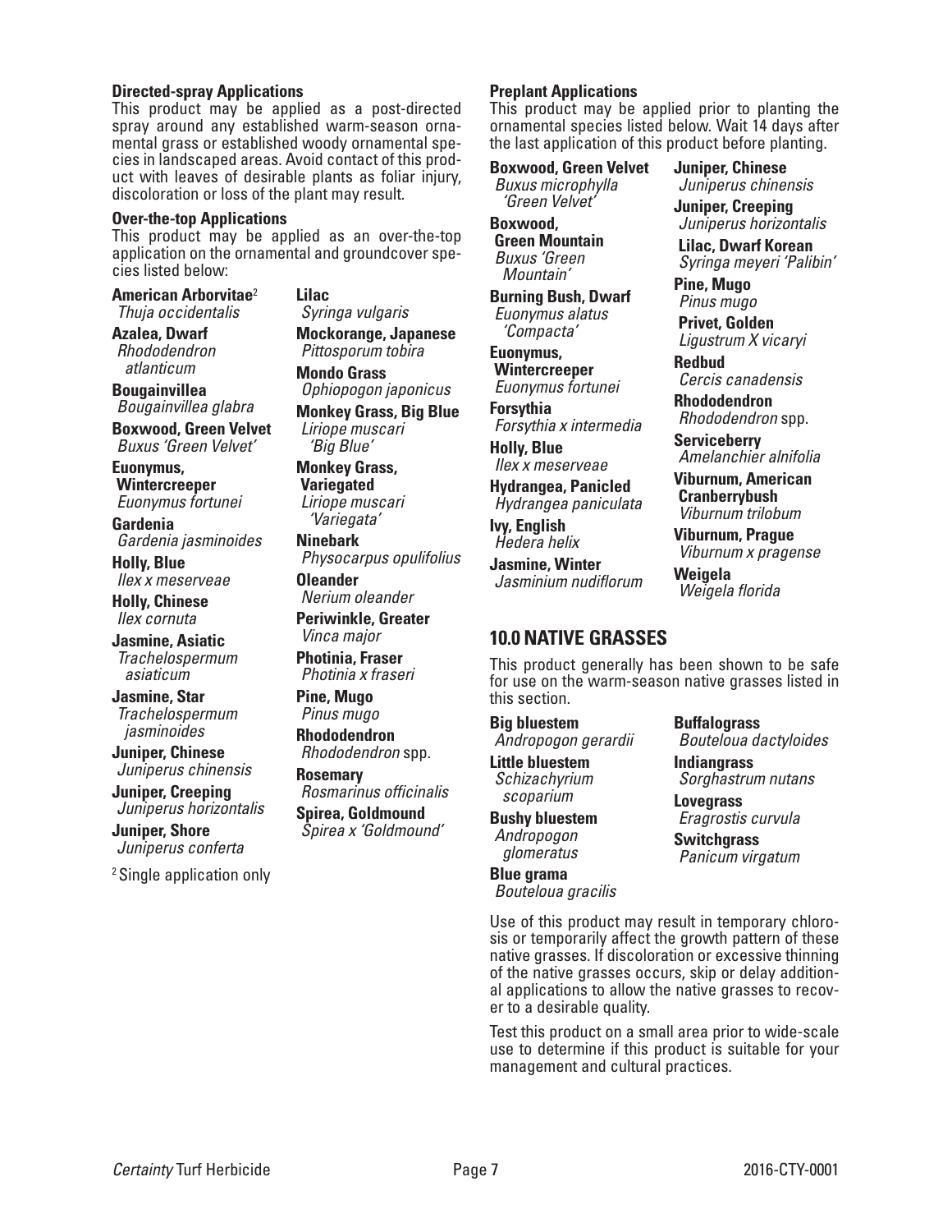**Directed-spray Applications**

This product may be applied as a post-directed spray around any established warm-season ornamental grass or established woody ornamental species in landscaped areas. Avoid contact of this product with leaves of desirable plants as foliar injury, discoloration or loss of the plant may result.

**Over-the-top Applications**

This product may be applied as an over-the-top application on the ornamental and groundcover species listed below:

**American Arborvitae**[2]
*Thuja occidentalis*

**Azalea, Dwarf**
*Rhododendron atlanticum*

**Bougainvillea**
*Bougainvillea glabra*

**Boxwood, Green Velvet**
*Buxus 'Green Velvet'*

**Euonymus, Wintercreeper**
*Euonymus fortunei*

**Gardenia**
*Gardenia jasminoides*

**Holly, Blue**
*Ilex x meserveae*

**Holly, Chinese**
*Ilex cornuta*

**Jasmine, Asiatic**
*Trachelospermum asiaticum*

**Jasmine, Star**
*Trachelospermum jasminoides*

**Juniper, Chinese**
*Juniperus chinensis*

**Juniper, Creeping**
*Juniperus horizontalis*

**Juniper, Shore**
*Juniperus conferta*

**Lilac**
*Syringa vulgaris*

**Mockorange, Japanese**
*Pittosporum tobira*

**Mondo Grass**
*Ophiopogon japonicus*

**Monkey Grass, Big Blue**
*Liriope muscari 'Big Blue'*

**Monkey Grass, Variegated**
*Liriope muscari 'Variegata'*

**Ninebark**
*Physocarpus opulifolius*

**Oleander**
*Nerium oleander*

**Periwinkle, Greater**
*Vinca major*

**Photinia, Fraser**
*Photinia x fraseri*

**Pine, Mugo**
*Pinus mugo*

**Rhododendron**
*Rhododendron* spp.

**Rosemary**
*Rosmarinus officinalis*

**Spirea, Goldmound**
*Spirea x 'Goldmound'*

[2] Single application only

**Preplant Applications**

This product may be applied prior to planting the ornamental species listed below. Wait 14 days after the last application of this product before planting.

**Boxwood, Green Velvet**
*Buxus microphylla 'Green Velvet'*

**Boxwood, Green Mountain**
*Buxus 'Green Mountain'*

**Burning Bush, Dwarf**
*Euonymus alatus 'Compacta'*

**Euonymus, Wintercreeper**
*Euonymus fortunei*

**Forsythia**
*Forsythia x intermedia*

**Holly, Blue**
*Ilex x meserveae*

**Hydrangea, Panicled**
*Hydrangea paniculata*

**Ivy, English**
*Hedera helix*

**Jasmine, Winter**
*Jasminium nudiflorum*

**Juniper, Chinese**
*Juniperus chinensis*

**Juniper, Creeping**
*Juniperus horizontalis*

**Lilac, Dwarf Korean**
*Syringa meyeri 'Palibin'*

**Pine, Mugo**
*Pinus mugo*

**Privet, Golden**
*Ligustrum X vicaryi*

**Redbud**
*Cercis canadensis*

**Rhododendron**
*Rhododendron* spp.

**Serviceberry**
*Amelanchier alnifolia*

**Viburnum, American Cranberrybush**
*Viburnum trilobum*

**Viburnum, Prague**
*Viburnum x pragense*

**Weigela**
*Weigela florida*

## 10.0 NATIVE GRASSES

This product generally has been shown to be safe for use on the warm-season native grasses listed in this section.

**Big bluestem**
*Andropogon gerardii*

**Little bluestem**
*Schizachyrium scoparium*

**Bushy bluestem**
*Andropogon glomeratus*

**Blue grama**
*Bouteloua gracilis*

**Buffalograss**
*Bouteloua dactyloides*

**Indiangrass**
*Sorghastrum nutans*

**Lovegrass**
*Eragrostis curvula*

**Switchgrass**
*Panicum virgatum*

Use of this product may result in temporary chlorosis or temporarily affect the growth pattern of these native grasses. If discoloration or excessive thinning of the native grasses occurs, skip or delay additional applications to allow the native grasses to recover to a desirable quality.

Test this product on a small area prior to wide-scale use to determine if this product is suitable for your management and cultural practices.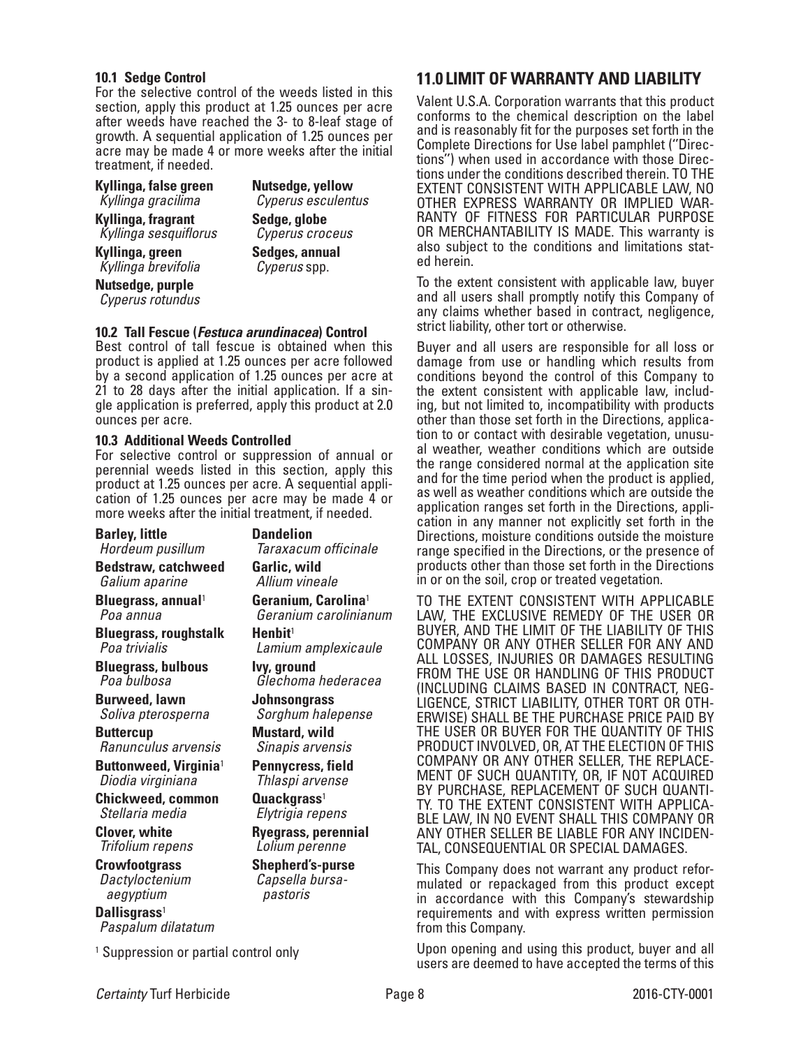### 10.1 Sedge Control

For the selective control of the weeds listed in this section, apply this product at 1.25 ounces per acre after weeds have reached the 3- to 8-leaf stage of growth. A sequential application of 1.25 ounces per acre may be made 4 or more weeks after the initial treatment, if needed.

**Kyllinga, false green**
*Kyllinga gracilima*

**Kyllinga, fragrant**
*Kyllinga sesquiflorus*

**Kyllinga, green**
*Kyllinga brevifolia*

**Nutsedge, purple**
*Cyperus rotundus*

**Nutsedge, yellow**
*Cyperus esculentus*

**Sedge, globe**
*Cyperus croceus*

**Sedges, annual**
*Cyperus* spp.

### 10.2 Tall Fescue (*Festuca arundinacea*) Control

Best control of tall fescue is obtained when this product is applied at 1.25 ounces per acre followed by a second application of 1.25 ounces per acre at 21 to 28 days after the initial application. If a single application is preferred, apply this product at 2.0 ounces per acre.

### 10.3 Additional Weeds Controlled

For selective control or suppression of annual or perennial weeds listed in this section, apply this product at 1.25 ounces per acre. A sequential application of 1.25 ounces per acre may be made 4 or more weeks after the initial treatment, if needed.

**Barley, little**
*Hordeum pusillum*

**Bedstraw, catchweed**
*Galium aparine*

**Bluegrass, annual**[1]
*Poa annua*

**Bluegrass, roughstalk**
*Poa trivialis*

**Bluegrass, bulbous**
*Poa bulbosa*

**Burweed, lawn**
*Soliva pterosperna*

**Buttercup**
*Ranunculus arvensis*

**Buttonweed, Virginia**[1]
*Diodia virginiana*

**Chickweed, common**
*Stellaria media*

**Clover, white**
*Trifolium repens*

**Crowfootgrass**
*Dactyloctenium aegyptium*

**Dallisgrass**[1]
*Paspalum dilatatum*

**Dandelion**
*Taraxacum officinale*

**Garlic, wild**
*Allium vineale*

**Geranium, Carolina**[1]
*Geranium carolinianum*

**Henbit**[1]
*Lamium amplexicaule*

**Ivy, ground**
*Glechoma hederacea*

**Johnsongrass**
*Sorghum halepense*

**Mustard, wild**
*Sinapis arvensis*

**Pennycress, field**
*Thlaspi arvense*

**Quackgrass**[1]
*Elytrigia repens*

**Ryegrass, perennial**
*Lolium perenne*

**Shepherd's-purse**
*Capsella bursa-pastoris*

[1] Suppression or partial control only

## 11.0 LIMIT OF WARRANTY AND LIABILITY

Valent U.S.A. Corporation warrants that this product conforms to the chemical description on the label and is reasonably fit for the purposes set forth in the Complete Directions for Use label pamphlet ("Directions") when used in accordance with those Directions under the conditions described therein. TO THE EXTENT CONSISTENT WITH APPLICABLE LAW, NO OTHER EXPRESS WARRANTY OR IMPLIED WARRANTY OF FITNESS FOR PARTICULAR PURPOSE OR MERCHANTABILITY IS MADE. This warranty is also subject to the conditions and limitations stated herein.

To the extent consistent with applicable law, buyer and all users shall promptly notify this Company of any claims whether based in contract, negligence, strict liability, other tort or otherwise.

Buyer and all users are responsible for all loss or damage from use or handling which results from conditions beyond the control of this Company to the extent consistent with applicable law, including, but not limited to, incompatibility with products other than those set forth in the Directions, application to or contact with desirable vegetation, unusual weather, weather conditions which are outside the range considered normal at the application site and for the time period when the product is applied, as well as weather conditions which are outside the application ranges set forth in the Directions, application in any manner not explicitly set forth in the Directions, moisture conditions outside the moisture range specified in the Directions, or the presence of products other than those set forth in the Directions in or on the soil, crop or treated vegetation.

TO THE EXTENT CONSISTENT WITH APPLICABLE LAW, THE EXCLUSIVE REMEDY OF THE USER OR BUYER, AND THE LIMIT OF THE LIABILITY OF THIS COMPANY OR ANY OTHER SELLER FOR ANY AND ALL LOSSES, INJURIES OR DAMAGES RESULTING FROM THE USE OR HANDLING OF THIS PRODUCT (INCLUDING CLAIMS BASED IN CONTRACT, NEGLIGENCE, STRICT LIABILITY, OTHER TORT OR OTHERWISE) SHALL BE THE PURCHASE PRICE PAID BY THE USER OR BUYER FOR THE QUANTITY OF THIS PRODUCT INVOLVED, OR, AT THE ELECTION OF THIS COMPANY OR ANY OTHER SELLER, THE REPLACEMENT OF SUCH QUANTITY, OR, IF NOT ACQUIRED BY PURCHASE, REPLACEMENT OF SUCH QUANTITY. TO THE EXTENT CONSISTENT WITH APPLICABLE LAW, IN NO EVENT SHALL THIS COMPANY OR ANY OTHER SELLER BE LIABLE FOR ANY INCIDENTAL, CONSEQUENTIAL OR SPECIAL DAMAGES.

This Company does not warrant any product reformulated or repackaged from this product except in accordance with this Company's stewardship requirements and with express written permission from this Company.

Upon opening and using this product, buyer and all users are deemed to have accepted the terms of this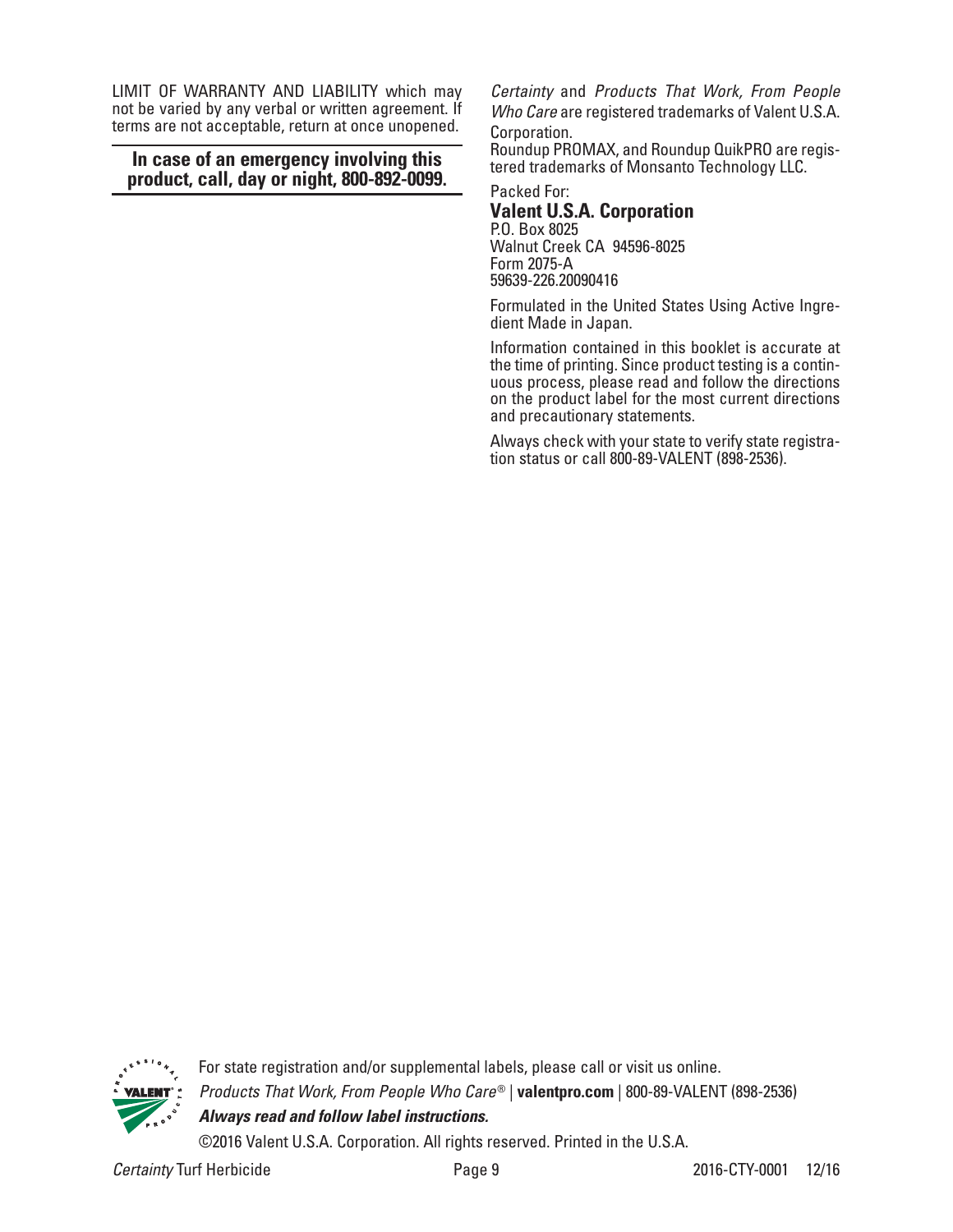LIMIT OF WARRANTY AND LIABILITY which may not be varied by any verbal or written agreement. If terms are not acceptable, return at once unopened.

**In case of an emergency involving this product, call, day or night, 800-892-0099.**

*Certainty* and *Products That Work, From People Who Care* are registered trademarks of Valent U.S.A. Corporation.

Roundup PROMAX, and Roundup QuikPRO are registered trademarks of Monsanto Technology LLC.

Packed For:

**Valent U.S.A. Corporation**
P.O. Box 8025
Walnut Creek CA 94596-8025
Form 2075-A
59639-226.20090416

Formulated in the United States Using Active Ingredient Made in Japan.

Information contained in this booklet is accurate at the time of printing. Since product testing is a continuous process, please read and follow the directions on the product label for the most current directions and precautionary statements.

Always check with your state to verify state registration status or call 800-89-VALENT (898-2536).

For state registration and/or supplemental labels, please call or visit us online.

*Products That Work, From People Who Care®* | **valentpro.com** | 800-89-VALENT (898-2536)

***Always read and follow label instructions.***

©2016 Valent U.S.A. Corporation. All rights reserved. Printed in the U.S.A.

*Certainty* Turf Herbicide 2016-CTY-0001 12/16